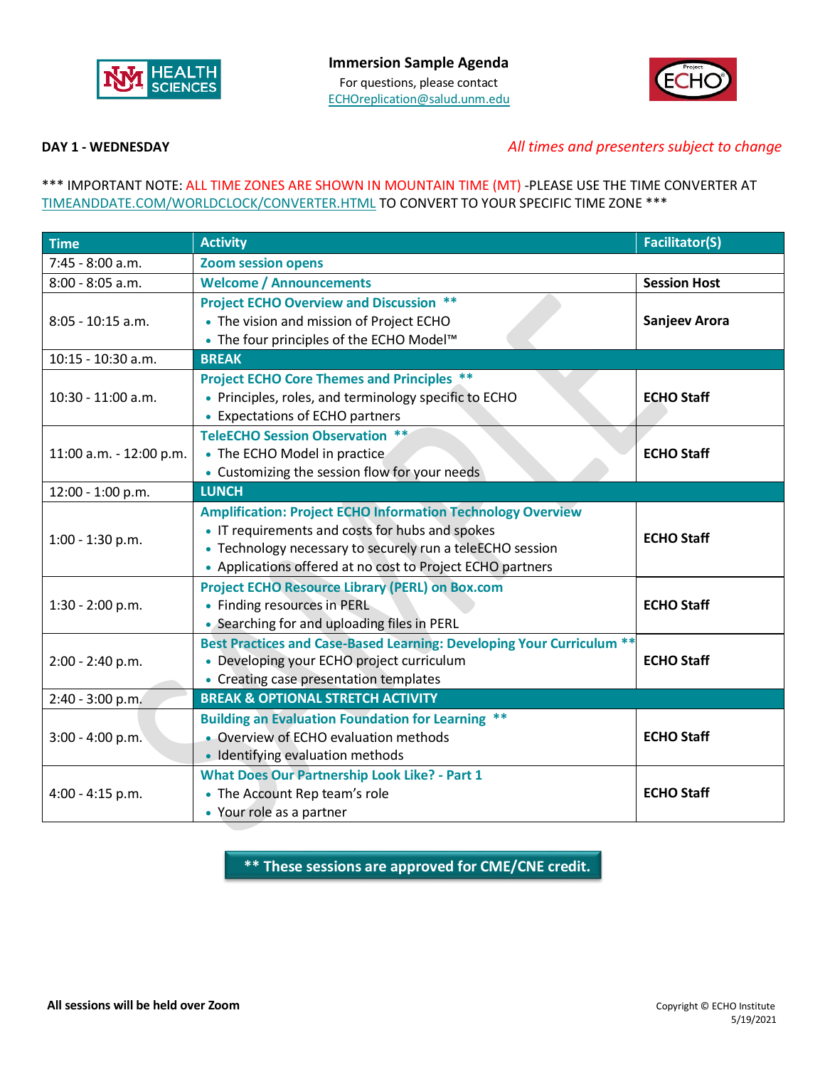# Immersion Sample Agenda

For questions, please contact
ECHOreplication@salud.unm.edu

**DAY 1 - WEDNESDAY**

*All times and presenters subject to change*

\*\*\* IMPORTANT NOTE: ALL TIME ZONES ARE SHOWN IN MOUNTAIN TIME (MT) -PLEASE USE THE TIME CONVERTER AT TIMEANDDATE.COM/WORLDCLOCK/CONVERTER.HTML TO CONVERT TO YOUR SPECIFIC TIME ZONE \*\*\*

| Time | Activity | Facilitator(S) |
|---|---|---|
| 7:45 - 8:00 a.m. | **Zoom session opens** | |
| 8:00 - 8:05 a.m. | **Welcome / Announcements** | **Session Host** |
| 8:05 - 10:15 a.m. | **Project ECHO Overview and Discussion \*\*** <br>• The vision and mission of Project ECHO <br>• The four principles of the ECHO Model™ | **Sanjeev Arora** |
| 10:15 - 10:30 a.m. | **BREAK** | |
| 10:30 - 11:00 a.m. | **Project ECHO Core Themes and Principles \*\*** <br>• Principles, roles, and terminology specific to ECHO <br>• Expectations of ECHO partners | **ECHO Staff** |
| 11:00 a.m. - 12:00 p.m. | **TeleECHO Session Observation \*\*** <br>• The ECHO Model in practice <br>• Customizing the session flow for your needs | **ECHO Staff** |
| 12:00 - 1:00 p.m. | **LUNCH** | |
| 1:00 - 1:30 p.m. | **Amplification: Project ECHO Information Technology Overview** <br>• IT requirements and costs for hubs and spokes <br>• Technology necessary to securely run a teleECHO session <br>• Applications offered at no cost to Project ECHO partners | **ECHO Staff** |
| 1:30 - 2:00 p.m. | **Project ECHO Resource Library (PERL) on Box.com** <br>• Finding resources in PERL <br>• Searching for and uploading files in PERL | **ECHO Staff** |
| 2:00 - 2:40 p.m. | **Best Practices and Case-Based Learning: Developing Your Curriculum \*\*** <br>• Developing your ECHO project curriculum <br>• Creating case presentation templates | **ECHO Staff** |
| 2:40 - 3:00 p.m. | **BREAK & OPTIONAL STRETCH ACTIVITY** | |
| 3:00 - 4:00 p.m. | **Building an Evaluation Foundation for Learning \*\*** <br>• Overview of ECHO evaluation methods <br>• Identifying evaluation methods | **ECHO Staff** |
| 4:00 - 4:15 p.m. | **What Does Our Partnership Look Like? - Part 1** <br>• The Account Rep team's role <br>• Your role as a partner | **ECHO Staff** |

**\*\* These sessions are approved for CME/CNE credit.**

**All sessions will be held over Zoom**

Copyright © ECHO Institute
5/19/2021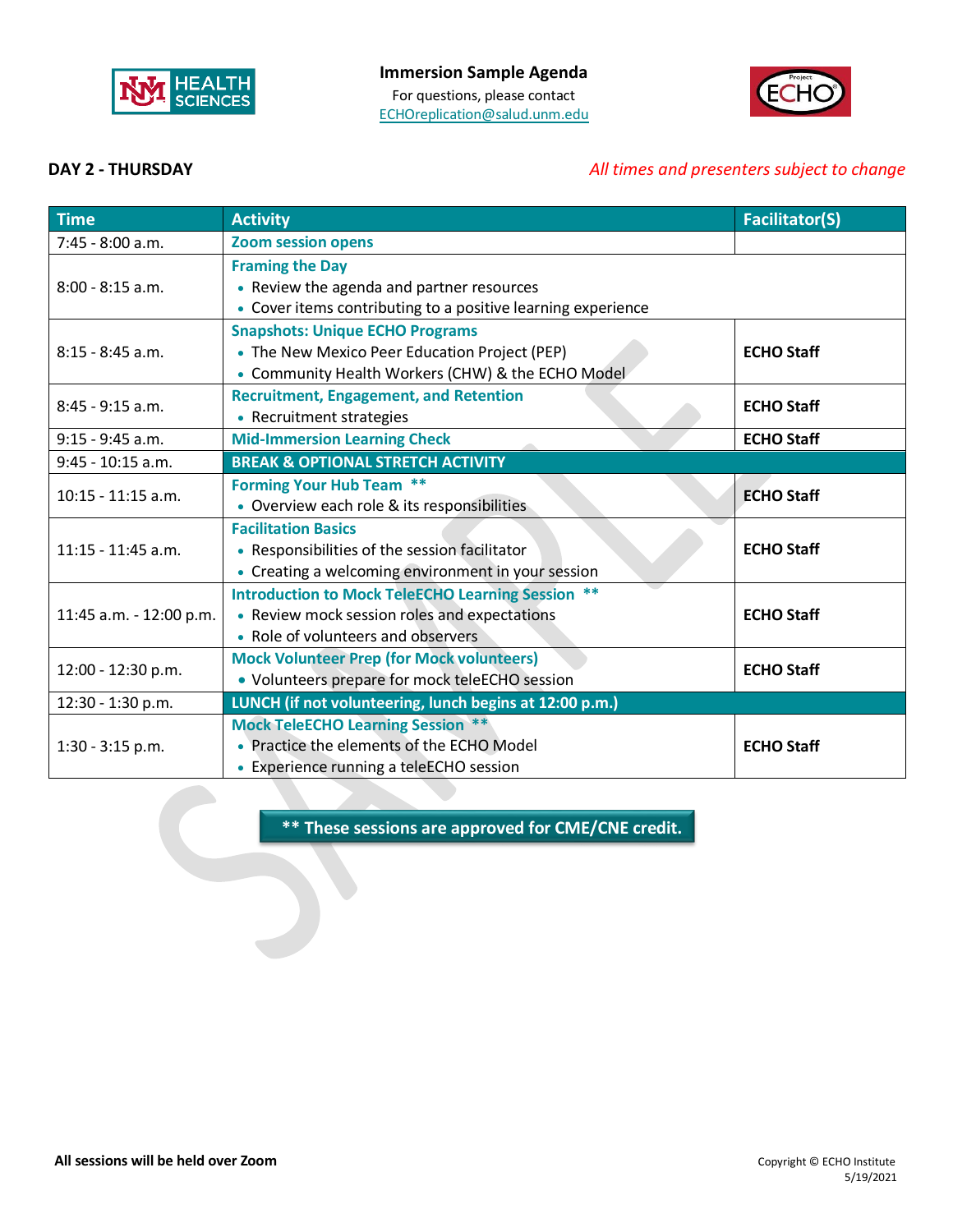**Immersion Sample Agenda**

For questions, please contact
ECHOreplication@salud.unm.edu

**DAY 2 - THURSDAY**

*All times and presenters subject to change*

| Time | Activity | Facilitator(S) |
|---|---|---|
| 7:45 - 8:00 a.m. | **Zoom session opens** | |
| 8:00 - 8:15 a.m. | **Framing the Day**<br>• Review the agenda and partner resources<br>• Cover items contributing to a positive learning experience | |
| 8:15 - 8:45 a.m. | **Snapshots: Unique ECHO Programs**<br>• The New Mexico Peer Education Project (PEP)<br>• Community Health Workers (CHW) & the ECHO Model | **ECHO Staff** |
| 8:45 - 9:15 a.m. | **Recruitment, Engagement, and Retention**<br>• Recruitment strategies | **ECHO Staff** |
| 9:15 - 9:45 a.m. | **Mid-Immersion Learning Check** | **ECHO Staff** |
| 9:45 - 10:15 a.m. | **BREAK & OPTIONAL STRETCH ACTIVITY** | |
| 10:15 - 11:15 a.m. | **Forming Your Hub Team** **<br>• Overview each role & its responsibilities | **ECHO Staff** |
| 11:15 - 11:45 a.m. | **Facilitation Basics**<br>• Responsibilities of the session facilitator<br>• Creating a welcoming environment in your session | **ECHO Staff** |
| 11:45 a.m. - 12:00 p.m. | **Introduction to Mock TeleECHO Learning Session** **<br>• Review mock session roles and expectations<br>• Role of volunteers and observers | **ECHO Staff** |
| 12:00 - 12:30 p.m. | **Mock Volunteer Prep (for Mock volunteers)**<br>• Volunteers prepare for mock teleECHO session | **ECHO Staff** |
| 12:30 - 1:30 p.m. | **LUNCH (if not volunteering, lunch begins at 12:00 p.m.)** | |
| 1:30 - 3:15 p.m. | **Mock TeleECHO Learning Session** **<br>• Practice the elements of the ECHO Model<br>• Experience running a teleECHO session | **ECHO Staff** |

**\*\* These sessions are approved for CME/CNE credit.**

**All sessions will be held over Zoom**

Copyright © ECHO Institute
5/19/2021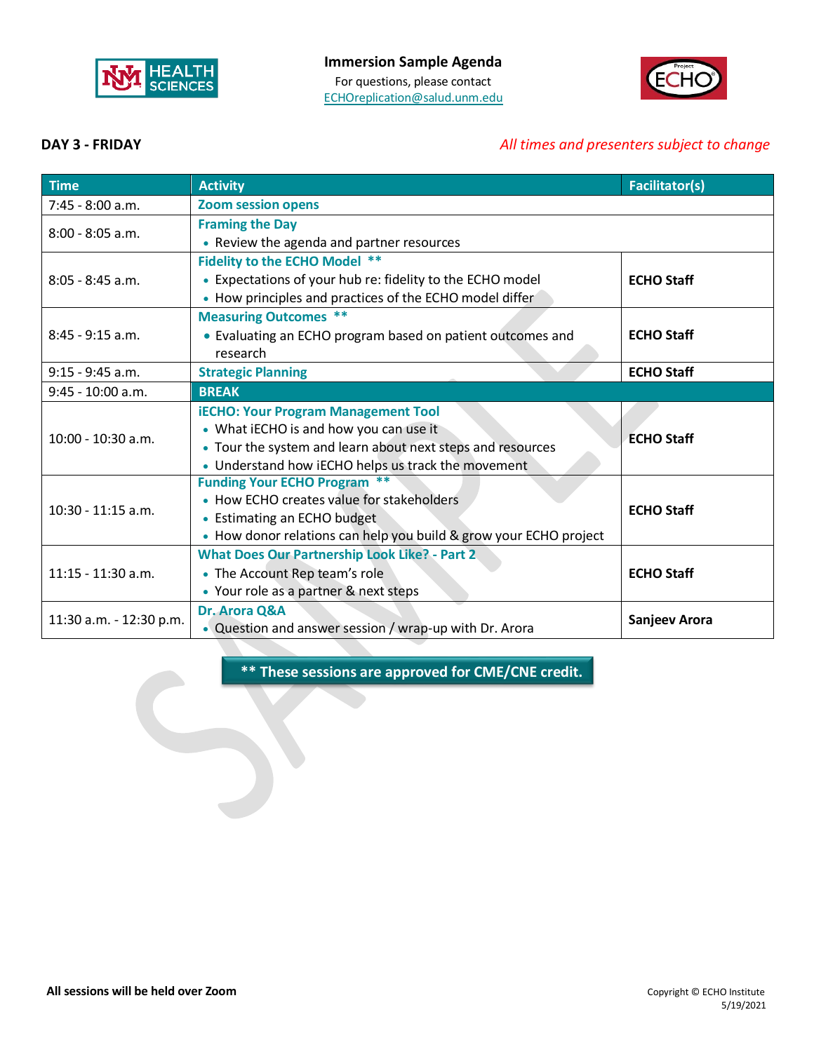**Immersion Sample Agenda**

For questions, please contact
ECHOreplication@salud.unm.edu

**DAY 3 - FRIDAY**

*All times and presenters subject to change*

| Time | Activity | Facilitator(s) |
|---|---|---|
| 7:45 - 8:00 a.m. | **Zoom session opens** | |
| 8:00 - 8:05 a.m. | **Framing the Day**<br>• Review the agenda and partner resources | |
| 8:05 - 8:45 a.m. | **Fidelity to the ECHO Model** **<br>• Expectations of your hub re: fidelity to the ECHO model<br>• How principles and practices of the ECHO model differ | **ECHO Staff** |
| 8:45 - 9:15 a.m. | **Measuring Outcomes** **<br>• Evaluating an ECHO program based on patient outcomes and research | **ECHO Staff** |
| 9:15 - 9:45 a.m. | **Strategic Planning** | **ECHO Staff** |
| 9:45 - 10:00 a.m. | **BREAK** | |
| 10:00 - 10:30 a.m. | **iECHO: Your Program Management Tool**<br>• What iECHO is and how you can use it<br>• Tour the system and learn about next steps and resources<br>• Understand how iECHO helps us track the movement | **ECHO Staff** |
| 10:30 - 11:15 a.m. | **Funding Your ECHO Program** **<br>• How ECHO creates value for stakeholders<br>• Estimating an ECHO budget<br>• How donor relations can help you build & grow your ECHO project | **ECHO Staff** |
| 11:15 - 11:30 a.m. | **What Does Our Partnership Look Like? - Part 2**<br>• The Account Rep team's role<br>• Your role as a partner & next steps | **ECHO Staff** |
| 11:30 a.m. - 12:30 p.m. | **Dr. Arora Q&A**<br>• Question and answer session / wrap-up with Dr. Arora | **Sanjeev Arora** |

**** These sessions are approved for CME/CNE credit.**

**All sessions will be held over Zoom**

Copyright © ECHO Institute
5/19/2021